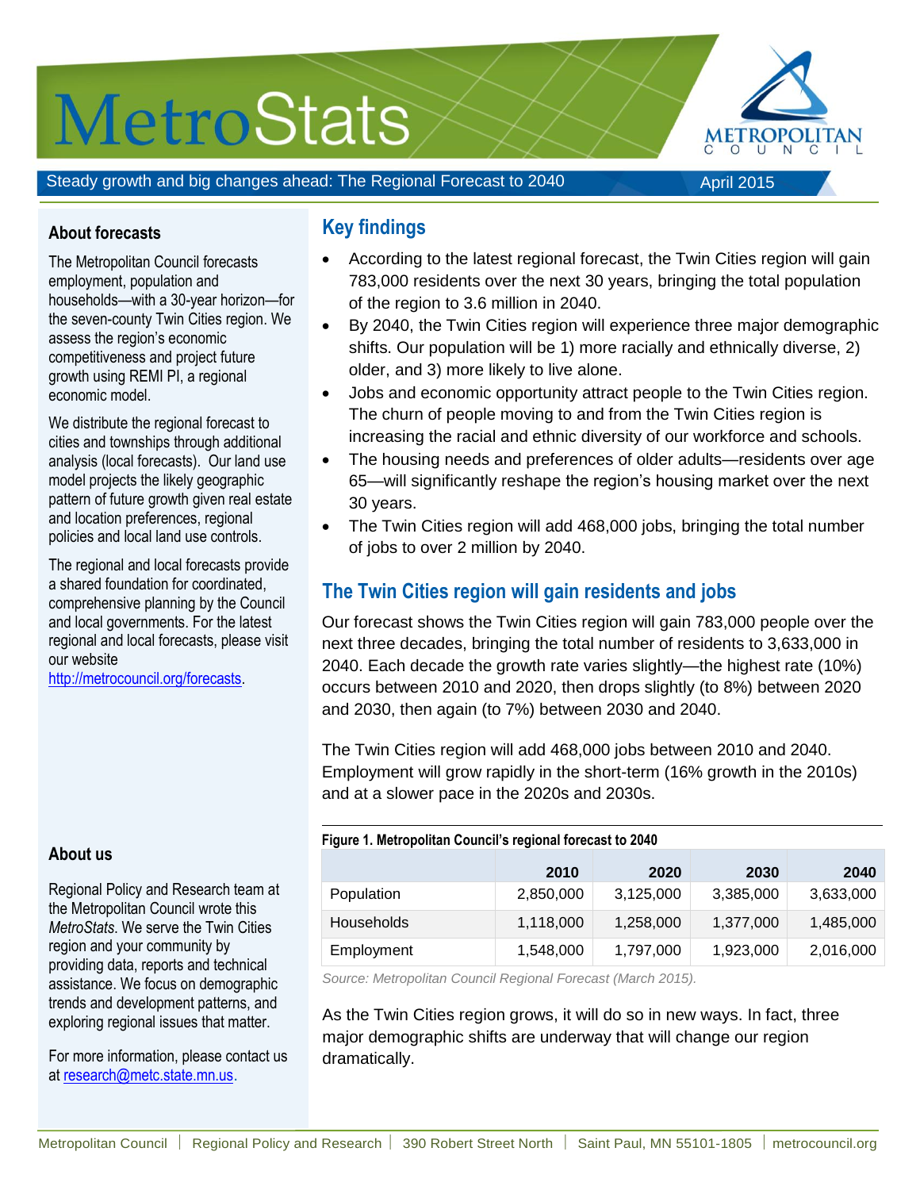# MetroStats

Steady growth and big changes ahead: The Regional Forecast to 2040

April 2015

## Key findings

- According to the latest regional forecast, the Twin Cities region will gain 783,000 residents over the next 30 years, bringing the total population of the region to 3.6 million in 2040.
- By 2040, the Twin Cities region will experience three major demographic shifts. Our population will be 1) more racially and ethnically diverse, 2) older, and 3) more likely to live alone.
- Jobs and economic opportunity attract people to the Twin Cities region. The churn of people moving to and from the Twin Cities region is increasing the racial and ethnic diversity of our workforce and schools.
- The housing needs and preferences of older adults—residents over age 65—will significantly reshape the region's housing market over the next 30 years.
- The Twin Cities region will add 468,000 jobs, bringing the total number of jobs to over 2 million by 2040.

## The Twin Cities region will gain residents and jobs

Our forecast shows the Twin Cities region will gain 783,000 people over the next three decades, bringing the total number of residents to 3,633,000 in 2040. Each decade the growth rate varies slightly—the highest rate (10%) occurs between 2010 and 2020, then drops slightly (to 8%) between 2020 and 2030, then again (to 7%) between 2030 and 2040.

The Twin Cities region will add 468,000 jobs between 2010 and 2040. Employment will grow rapidly in the short-term (16% growth in the 2010s) and at a slower pace in the 2020s and 2030s.

**Figure 1. Metropolitan Council's regional forecast to 2040**

| | 2010 | 2020 | 2030 | 2040 |
|---|---|---|---|---|
| Population | 2,850,000 | 3,125,000 | 3,385,000 | 3,633,000 |
| Households | 1,118,000 | 1,258,000 | 1,377,000 | 1,485,000 |
| Employment | 1,548,000 | 1,797,000 | 1,923,000 | 2,016,000 |

*Source: Metropolitan Council Regional Forecast (March 2015).*

As the Twin Cities region grows, it will do so in new ways. In fact, three major demographic shifts are underway that will change our region dramatically.

### About forecasts

The Metropolitan Council forecasts employment, population and households—with a 30-year horizon—for the seven-county Twin Cities region. We assess the region's economic competitiveness and project future growth using REMI PI, a regional economic model.

We distribute the regional forecast to cities and townships through additional analysis (local forecasts). Our land use model projects the likely geographic pattern of future growth given real estate and location preferences, regional policies and local land use controls.

The regional and local forecasts provide a shared foundation for coordinated, comprehensive planning by the Council and local governments. For the latest regional and local forecasts, please visit our website http://metrocouncil.org/forecasts.

### About us

Regional Policy and Research team at the Metropolitan Council wrote this *MetroStats*. We serve the Twin Cities region and your community by providing data, reports and technical assistance. We focus on demographic trends and development patterns, and exploring regional issues that matter.

For more information, please contact us at research@metc.state.mn.us.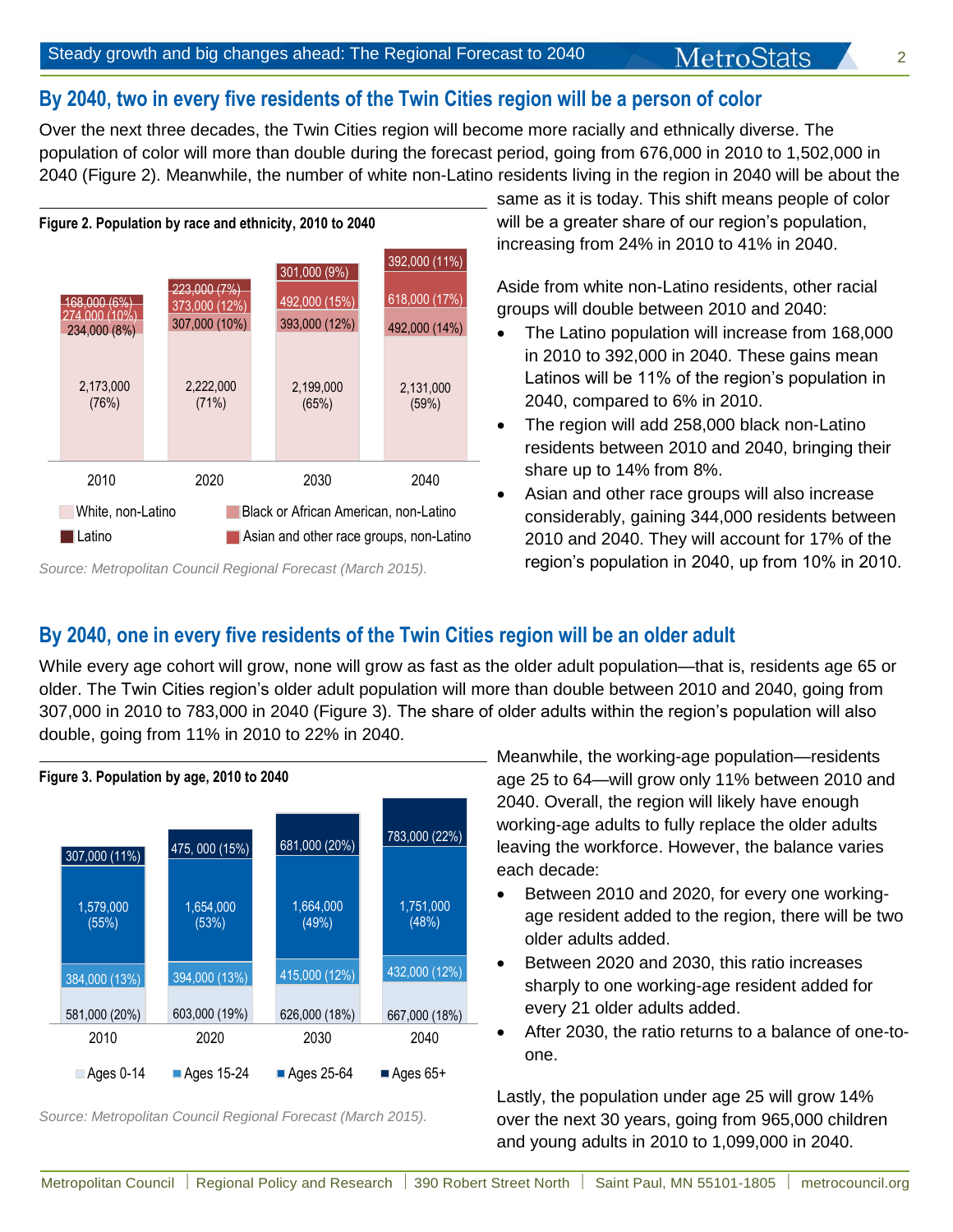## By 2040, two in every five residents of the Twin Cities region will be a person of color

Over the next three decades, the Twin Cities region will become more racially and ethnically diverse. The population of color will more than double during the forecast period, going from 676,000 in 2010 to 1,502,000 in 2040 (Figure 2). Meanwhile, the number of white non-Latino residents living in the region in 2040 will be about the same as it is today. This shift means people of color will be a greater share of our region's population, increasing from 24% in 2010 to 41% in 2040.

**Figure 2. Population by race and ethnicity, 2010 to 2040**

| | 2010 | 2020 | 2030 | 2040 |
|---|---|---|---|---|
| White, non-Latino | 2,173,000 (76%) | 2,222,000 (71%) | 2,199,000 (65%) | 2,131,000 (59%) |
| Black or African American, non-Latino | 234,000 (8%) | 307,000 (10%) | 393,000 (12%) | 492,000 (14%) |
| Asian and other race groups, non-Latino | 274,000 (10%) | 373,000 (12%) | 492,000 (15%) | 618,000 (17%) |
| Latino | 168,000 (6%) | 223,000 (7%) | 301,000 (9%) | 392,000 (11%) |

*Source: Metropolitan Council Regional Forecast (March 2015).*

Aside from white non-Latino residents, other racial groups will double between 2010 and 2040:

- The Latino population will increase from 168,000 in 2010 to 392,000 in 2040. These gains mean Latinos will be 11% of the region's population in 2040, compared to 6% in 2010.
- The region will add 258,000 black non-Latino residents between 2010 and 2040, bringing their share up to 14% from 8%.
- Asian and other race groups will also increase considerably, gaining 344,000 residents between 2010 and 2040. They will account for 17% of the region's population in 2040, up from 10% in 2010.

## By 2040, one in every five residents of the Twin Cities region will be an older adult

While every age cohort will grow, none will grow as fast as the older adult population—that is, residents age 65 or older. The Twin Cities region's older adult population will more than double between 2010 and 2040, going from 307,000 in 2010 to 783,000 in 2040 (Figure 3). The share of older adults within the region's population will also double, going from 11% in 2010 to 22% in 2040.

**Figure 3. Population by age, 2010 to 2040**

| | 2010 | 2020 | 2030 | 2040 |
|---|---|---|---|---|
| Ages 0-14 | 581,000 (20%) | 603,000 (19%) | 626,000 (18%) | 667,000 (18%) |
| Ages 15-24 | 384,000 (13%) | 394,000 (13%) | 415,000 (12%) | 432,000 (12%) |
| Ages 25-64 | 1,579,000 (55%) | 1,654,000 (53%) | 1,664,000 (49%) | 1,751,000 (48%) |
| Ages 65+ | 307,000 (11%) | 475, 000 (15%) | 681,000 (20%) | 783,000 (22%) |

*Source: Metropolitan Council Regional Forecast (March 2015).*

Meanwhile, the working-age population—residents age 25 to 64—will grow only 11% between 2010 and 2040. Overall, the region will likely have enough working-age adults to fully replace the older adults leaving the workforce. However, the balance varies each decade:

- Between 2010 and 2020, for every one working-age resident added to the region, there will be two older adults added.
- Between 2020 and 2030, this ratio increases sharply to one working-age resident added for every 21 older adults added.
- After 2030, the ratio returns to a balance of one-to-one.

Lastly, the population under age 25 will grow 14% over the next 30 years, going from 965,000 children and young adults in 2010 to 1,099,000 in 2040.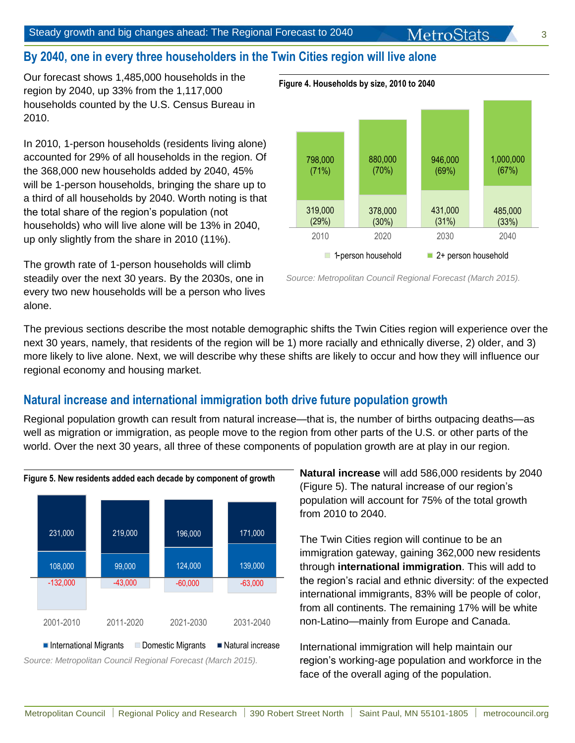## By 2040, one in every three householders in the Twin Cities region will live alone

Our forecast shows 1,485,000 households in the region by 2040, up 33% from the 1,117,000 households counted by the U.S. Census Bureau in 2010.

In 2010, 1-person households (residents living alone) accounted for 29% of all households in the region. Of the 368,000 new households added by 2040, 45% will be 1-person households, bringing the share up to a third of all households by 2040. Worth noting is that the total share of the region's population (not households) who will live alone will be 13% in 2040, up only slightly from the share in 2010 (11%).

The growth rate of 1-person households will climb steadily over the next 30 years. By the 2030s, one in every two new households will be a person who lives alone.

**Figure 4. Households by size, 2010 to 2040**

| | 2010 | 2020 | 2030 | 2040 |
|---|---|---|---|---|
| 2+ person household | 798,000 (71%) | 880,000 (70%) | 946,000 (69%) | 1,000,000 (67%) |
| 1-person household | 319,000 (29%) | 378,000 (30%) | 431,000 (31%) | 485,000 (33%) |

*Source: Metropolitan Council Regional Forecast (March 2015).*

The previous sections describe the most notable demographic shifts the Twin Cities region will experience over the next 30 years, namely, that residents of the region will be 1) more racially and ethnically diverse, 2) older, and 3) more likely to live alone. Next, we will describe why these shifts are likely to occur and how they will influence our regional economy and housing market.

## Natural increase and international immigration both drive future population growth

Regional population growth can result from natural increase—that is, the number of births outpacing deaths—as well as migration or immigration, as people move to the region from other parts of the U.S. or other parts of the world. Over the next 30 years, all three of these components of population growth are at play in our region.

**Figure 5. New residents added each decade by component of growth**

| | 2001-2010 | 2011-2020 | 2021-2030 | 2031-2040 |
|---|---|---|---|---|
| Natural increase | 231,000 | 219,000 | 196,000 | 171,000 |
| International Migrants | 108,000 | 99,000 | 124,000 | 139,000 |
| Domestic Migrants | -132,000 | -43,000 | -60,000 | -63,000 |

*Source: Metropolitan Council Regional Forecast (March 2015).*

**Natural increase** will add 586,000 residents by 2040 (Figure 5). The natural increase of our region's population will account for 75% of the total growth from 2010 to 2040.

The Twin Cities region will continue to be an immigration gateway, gaining 362,000 new residents through **international immigration**. This will add to the region's racial and ethnic diversity: of the expected international immigrants, 83% will be people of color, from all continents. The remaining 17% will be white non-Latino—mainly from Europe and Canada.

International immigration will help maintain our region's working-age population and workforce in the face of the overall aging of the population.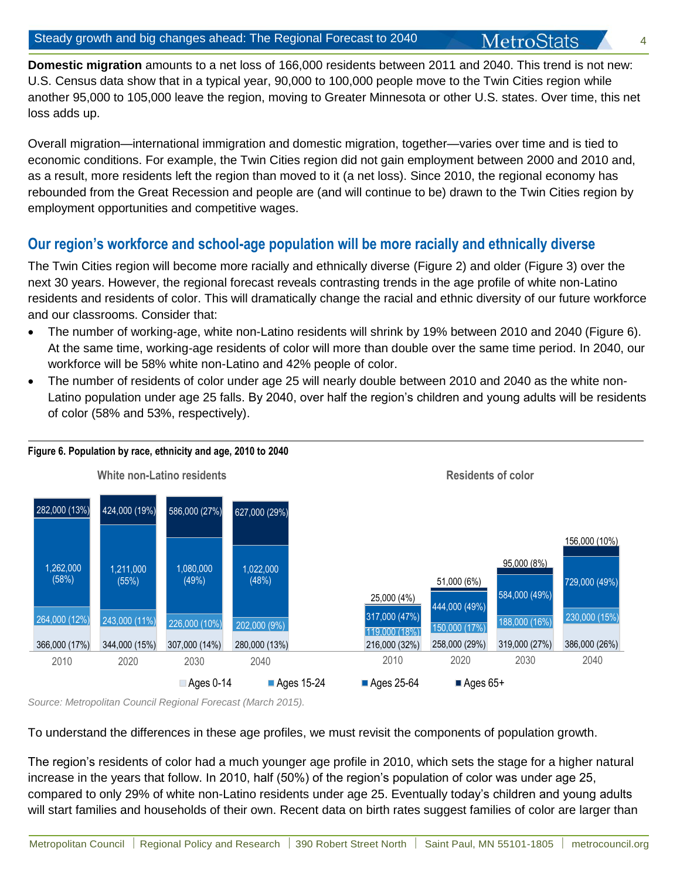**Domestic migration** amounts to a net loss of 166,000 residents between 2011 and 2040. This trend is not new: U.S. Census data show that in a typical year, 90,000 to 100,000 people move to the Twin Cities region while another 95,000 to 105,000 leave the region, moving to Greater Minnesota or other U.S. states. Over time, this net loss adds up.

Overall migration—international immigration and domestic migration, together—varies over time and is tied to economic conditions. For example, the Twin Cities region did not gain employment between 2000 and 2010 and, as a result, more residents left the region than moved to it (a net loss). Since 2010, the regional economy has rebounded from the Great Recession and people are (and will continue to be) drawn to the Twin Cities region by employment opportunities and competitive wages.

## Our region's workforce and school-age population will be more racially and ethnically diverse

The Twin Cities region will become more racially and ethnically diverse (Figure 2) and older (Figure 3) over the next 30 years. However, the regional forecast reveals contrasting trends in the age profile of white non-Latino residents and residents of color. This will dramatically change the racial and ethnic diversity of our future workforce and our classrooms. Consider that:

- The number of working-age, white non-Latino residents will shrink by 19% between 2010 and 2040 (Figure 6). At the same time, working-age residents of color will more than double over the same time period. In 2040, our workforce will be 58% white non-Latino and 42% people of color.
- The number of residents of color under age 25 will nearly double between 2010 and 2040 as the white non-Latino population under age 25 falls. By 2040, over half the region's children and young adults will be residents of color (58% and 53%, respectively).

**Figure 6. Population by race, ethnicity and age, 2010 to 2040**

| | White non-Latino residents | | | | Residents of color | | | |
|---|---|---|---|---|---|---|---|---|
| Age group | 2010 | 2020 | 2030 | 2040 | 2010 | 2020 | 2030 | 2040 |
| Ages 65+ | 282,000 (13%) | 424,000 (19%) | 586,000 (27%) | 627,000 (29%) | 25,000 (4%) | 51,000 (6%) | 95,000 (8%) | 156,000 (10%) |
| Ages 25-64 | 1,262,000 (58%) | 1,211,000 (55%) | 1,080,000 (49%) | 1,022,000 (48%) | 317,000 (47%) | 444,000 (49%) | 584,000 (49%) | 729,000 (49%) |
| Ages 15-24 | 264,000 (12%) | 243,000 (11%) | 226,000 (10%) | 202,000 (9%) | 119,000 (18%) | 150,000 (17%) | 188,000 (16%) | 230,000 (15%) |
| Ages 0-14 | 366,000 (17%) | 344,000 (15%) | 307,000 (14%) | 280,000 (13%) | 216,000 (32%) | 258,000 (29%) | 319,000 (27%) | 386,000 (26%) |

*Source: Metropolitan Council Regional Forecast (March 2015).*

To understand the differences in these age profiles, we must revisit the components of population growth.

The region's residents of color had a much younger age profile in 2010, which sets the stage for a higher natural increase in the years that follow. In 2010, half (50%) of the region's population of color was under age 25, compared to only 29% of white non-Latino residents under age 25. Eventually today's children and young adults will start families and households of their own. Recent data on birth rates suggest families of color are larger than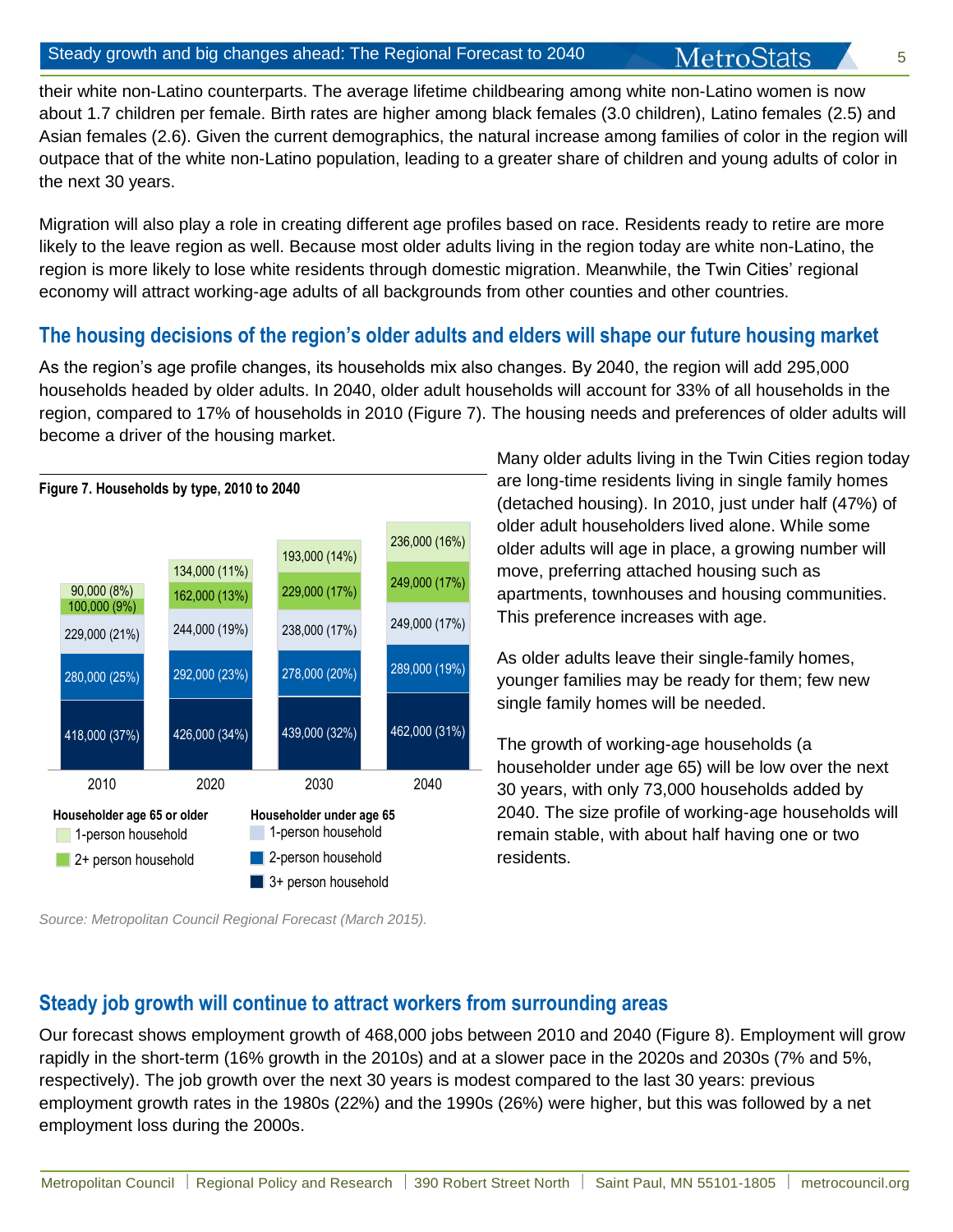their white non-Latino counterparts. The average lifetime childbearing among white non-Latino women is now about 1.7 children per female. Birth rates are higher among black females (3.0 children), Latino females (2.5) and Asian females (2.6). Given the current demographics, the natural increase among families of color in the region will outpace that of the white non-Latino population, leading to a greater share of children and young adults of color in the next 30 years.

Migration will also play a role in creating different age profiles based on race. Residents ready to retire are more likely to the leave region as well. Because most older adults living in the region today are white non-Latino, the region is more likely to lose white residents through domestic migration. Meanwhile, the Twin Cities' regional economy will attract working-age adults of all backgrounds from other counties and other countries.

## The housing decisions of the region's older adults and elders will shape our future housing market

As the region's age profile changes, its households mix also changes. By 2040, the region will add 295,000 households headed by older adults. In 2040, older adult households will account for 33% of all households in the region, compared to 17% of households in 2010 (Figure 7). The housing needs and preferences of older adults will become a driver of the housing market.

**Figure 7. Households by type, 2010 to 2040**

| Household type | 2010 | 2020 | 2030 | 2040 |
|---|---|---|---|---|
| Householder age 65 or older: 1-person household | 90,000 (8%) | 134,000 (11%) | 193,000 (14%) | 236,000 (16%) |
| Householder age 65 or older: 2+ person household | 100,000 (9%) | 162,000 (13%) | 229,000 (17%) | 249,000 (17%) |
| Householder under age 65: 1-person household | 229,000 (21%) | 244,000 (19%) | 238,000 (17%) | 249,000 (17%) |
| Householder under age 65: 2-person household | 280,000 (25%) | 292,000 (23%) | 278,000 (20%) | 289,000 (19%) |
| Householder under age 65: 3+ person household | 418,000 (37%) | 426,000 (34%) | 439,000 (32%) | 462,000 (31%) |

*Source: Metropolitan Council Regional Forecast (March 2015).*

Many older adults living in the Twin Cities region today are long-time residents living in single family homes (detached housing). In 2010, just under half (47%) of older adult householders lived alone. While some older adults will age in place, a growing number will move, preferring attached housing such as apartments, townhouses and housing communities. This preference increases with age.

As older adults leave their single-family homes, younger families may be ready for them; few new single family homes will be needed.

The growth of working-age households (a householder under age 65) will be low over the next 30 years, with only 73,000 households added by 2040. The size profile of working-age households will remain stable, with about half having one or two residents.

## Steady job growth will continue to attract workers from surrounding areas

Our forecast shows employment growth of 468,000 jobs between 2010 and 2040 (Figure 8). Employment will grow rapidly in the short-term (16% growth in the 2010s) and at a slower pace in the 2020s and 2030s (7% and 5%, respectively). The job growth over the next 30 years is modest compared to the last 30 years: previous employment growth rates in the 1980s (22%) and the 1990s (26%) were higher, but this was followed by a net employment loss during the 2000s.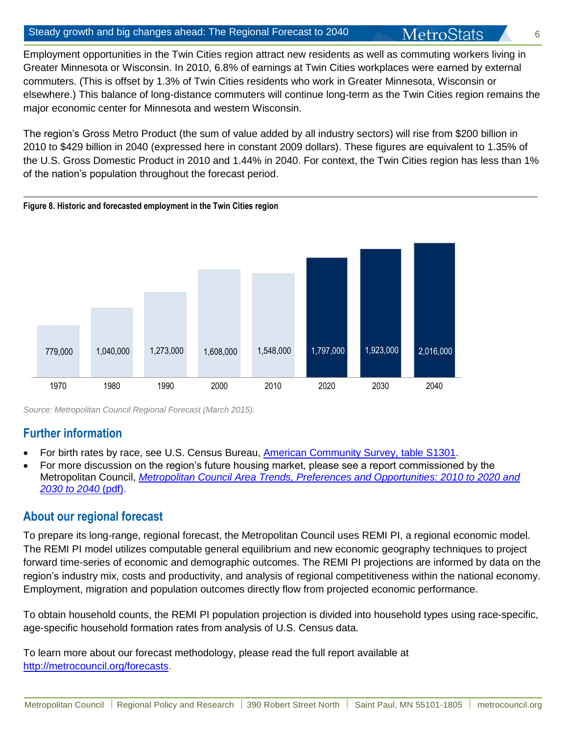Employment opportunities in the Twin Cities region attract new residents as well as commuting workers living in Greater Minnesota or Wisconsin. In 2010, 6.8% of earnings at Twin Cities workplaces were earned by external commuters. (This is offset by 1.3% of Twin Cities residents who work in Greater Minnesota, Wisconsin or elsewhere.) This balance of long-distance commuters will continue long-term as the Twin Cities region remains the major economic center for Minnesota and western Wisconsin.

The region's Gross Metro Product (the sum of value added by all industry sectors) will rise from $200 billion in 2010 to $429 billion in 2040 (expressed here in constant 2009 dollars). These figures are equivalent to 1.35% of the U.S. Gross Domestic Product in 2010 and 1.44% in 2040. For context, the Twin Cities region has less than 1% of the nation's population throughout the forecast period.

**Figure 8. Historic and forecasted employment in the Twin Cities region**

779,000
1,040,000
1,273,000
1,608,000
1,548,000
1,797,000
1,923,000
2,016,000

1970
1980
1990
2000
2010
2020
2030
2040

*Source: Metropolitan Council Regional Forecast (March 2015).*

## Further information

- For birth rates by race, see U.S. Census Bureau, American Community Survey, table S1301.
- For more discussion on the region's future housing market, please see a report commissioned by the Metropolitan Council, *Metropolitan Council Area Trends, Preferences and Opportunities: 2010 to 2020 and 2030 to 2040* (pdf).

## About our regional forecast

To prepare its long-range, regional forecast, the Metropolitan Council uses REMI PI, a regional economic model. The REMI PI model utilizes computable general equilibrium and new economic geography techniques to project forward time-series of economic and demographic outcomes. The REMI PI projections are informed by data on the region's industry mix, costs and productivity, and analysis of regional competitiveness within the national economy. Employment, migration and population outcomes directly flow from projected economic performance.

To obtain household counts, the REMI PI population projection is divided into household types using race-specific, age-specific household formation rates from analysis of U.S. Census data.

To learn more about our forecast methodology, please read the full report available at http://metrocouncil.org/forecasts.